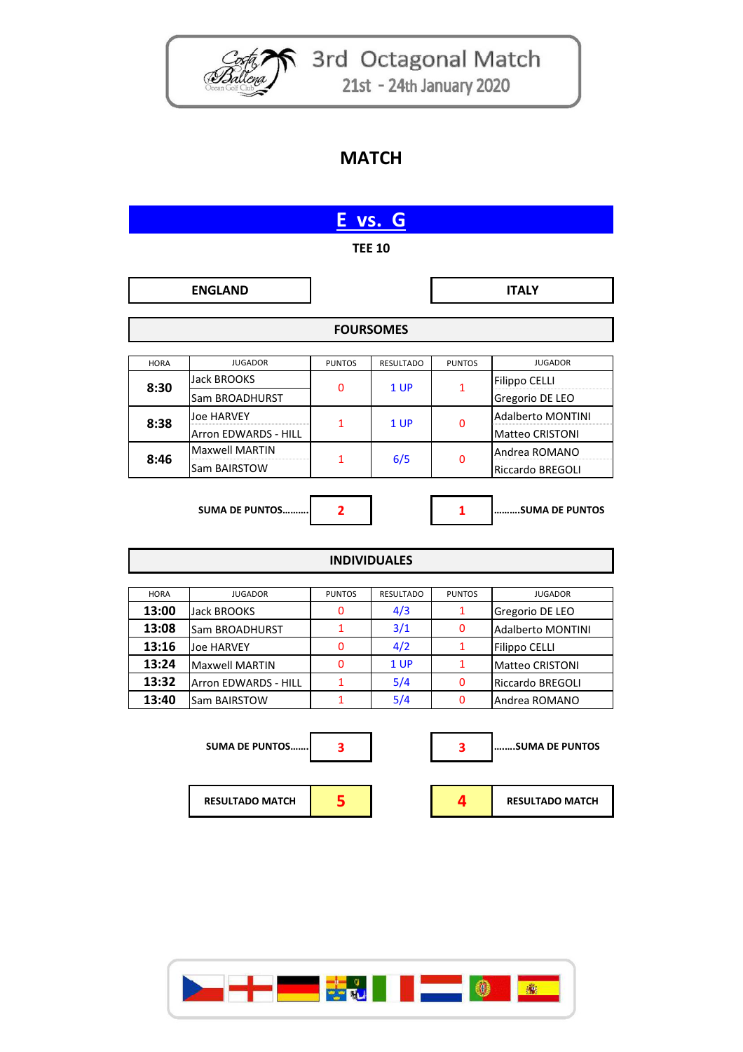# 3rd Octagonal Match

21st - 24th January 2020

## MATCH

## E vs. G

**TEE 10**

| ENGLAND | | ITALY |
|---|---|---|

### FOURSOMES

| HORA | JUGADOR | PUNTOS | RESULTADO | PUNTOS | JUGADOR |
|---|---|---|---|---|---|
| 8:30 | Jack BROOKS<br>Sam BROADHURST | 0 | 1 UP | 1 | Filippo CELLI<br>Gregorio DE LEO |
| 8:38 | Joe HARVEY<br>Arron EDWARDS - HILL | 1 | 1 UP | 0 | Adalberto MONTINI<br>Matteo CRISTONI |
| 8:46 | Maxwell MARTIN<br>Sam BAIRSTOW | 1 | 6/5 | 0 | Andrea ROMANO<br>Riccardo BREGOLI |

| SUMA DE PUNTOS.......... | 2 | | 1 | ..........SUMA DE PUNTOS |
|---|---|---|---|---|

### INDIVIDUALES

| HORA | JUGADOR | PUNTOS | RESULTADO | PUNTOS | JUGADOR |
|---|---|---|---|---|---|
| 13:00 | Jack BROOKS | 0 | 4/3 | 1 | Gregorio DE LEO |
| 13:08 | Sam BROADHURST | 1 | 3/1 | 0 | Adalberto MONTINI |
| 13:16 | Joe HARVEY | 0 | 4/2 | 1 | Filippo CELLI |
| 13:24 | Maxwell MARTIN | 0 | 1 UP | 1 | Matteo CRISTONI |
| 13:32 | Arron EDWARDS - HILL | 1 | 5/4 | 0 | Riccardo BREGOLI |
| 13:40 | Sam BAIRSTOW | 1 | 5/4 | 0 | Andrea ROMANO |

| SUMA DE PUNTOS........ | 3 | | 3 | ........SUMA DE PUNTOS |
|---|---|---|---|---|
| RESULTADO MATCH | 5 | | 4 | RESULTADO MATCH |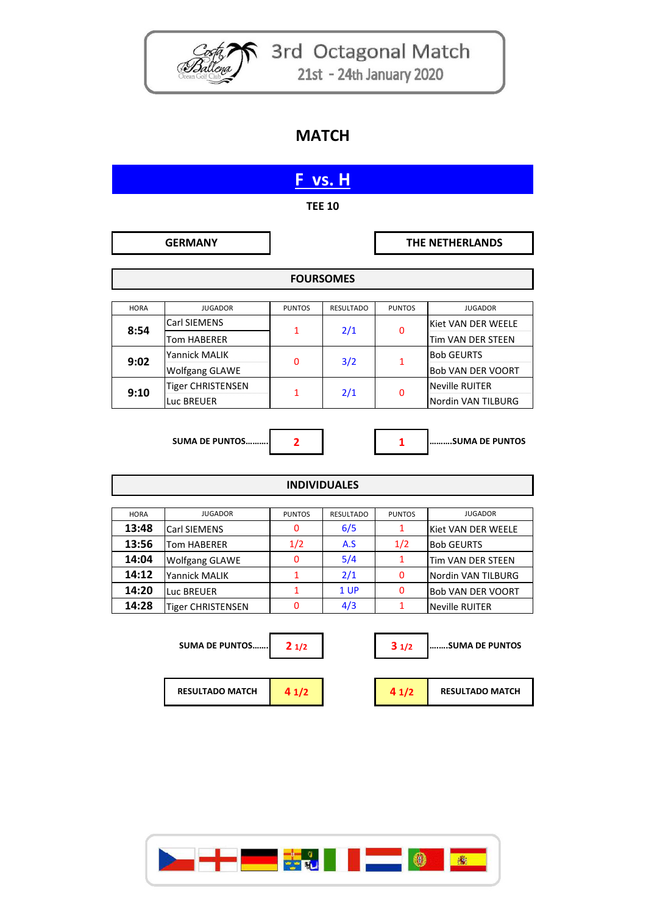# 3rd Octagonal Match

21st - 24th January 2020

## MATCH

## F vs. H

**TEE 10**

**GERMANY** — **THE NETHERLANDS**

### FOURSOMES

| HORA | JUGADOR | PUNTOS | RESULTADO | PUNTOS | JUGADOR |
|---|---|---|---|---|---|
| 8:54 | Carl SIEMENS<br>Tom HABERER | 1 | 2/1 | 0 | Kiet VAN DER WEELE<br>Tim VAN DER STEEN |
| 9:02 | Yannick MALIK<br>Wolfgang GLAWE | 0 | 3/2 | 1 | Bob GEURTS<br>Bob VAN DER VOORT |
| 9:10 | Tiger CHRISTENSEN<br>Luc BREUER | 1 | 2/1 | 0 | Neville RUITER<br>Nordin VAN TILBURG |

SUMA DE PUNTOS.......... **2** — **1** ..........SUMA DE PUNTOS

### INDIVIDUALES

| HORA | JUGADOR | PUNTOS | RESULTADO | PUNTOS | JUGADOR |
|---|---|---|---|---|---|
| 13:48 | Carl SIEMENS | 0 | 6/5 | 1 | Kiet VAN DER WEELE |
| 13:56 | Tom HABERER | 1/2 | A.S | 1/2 | Bob GEURTS |
| 14:04 | Wolfgang GLAWE | 0 | 5/4 | 1 | Tim VAN DER STEEN |
| 14:12 | Yannick MALIK | 1 | 2/1 | 0 | Nordin VAN TILBURG |
| 14:20 | Luc BREUER | 1 | 1 UP | 0 | Bob VAN DER VOORT |
| 14:28 | Tiger CHRISTENSEN | 0 | 4/3 | 1 | Neville RUITER |

SUMA DE PUNTOS....... **2 1/2** — **3 1/2** ........SUMA DE PUNTOS

RESULTADO MATCH **4 1/2** — **4 1/2** RESULTADO MATCH